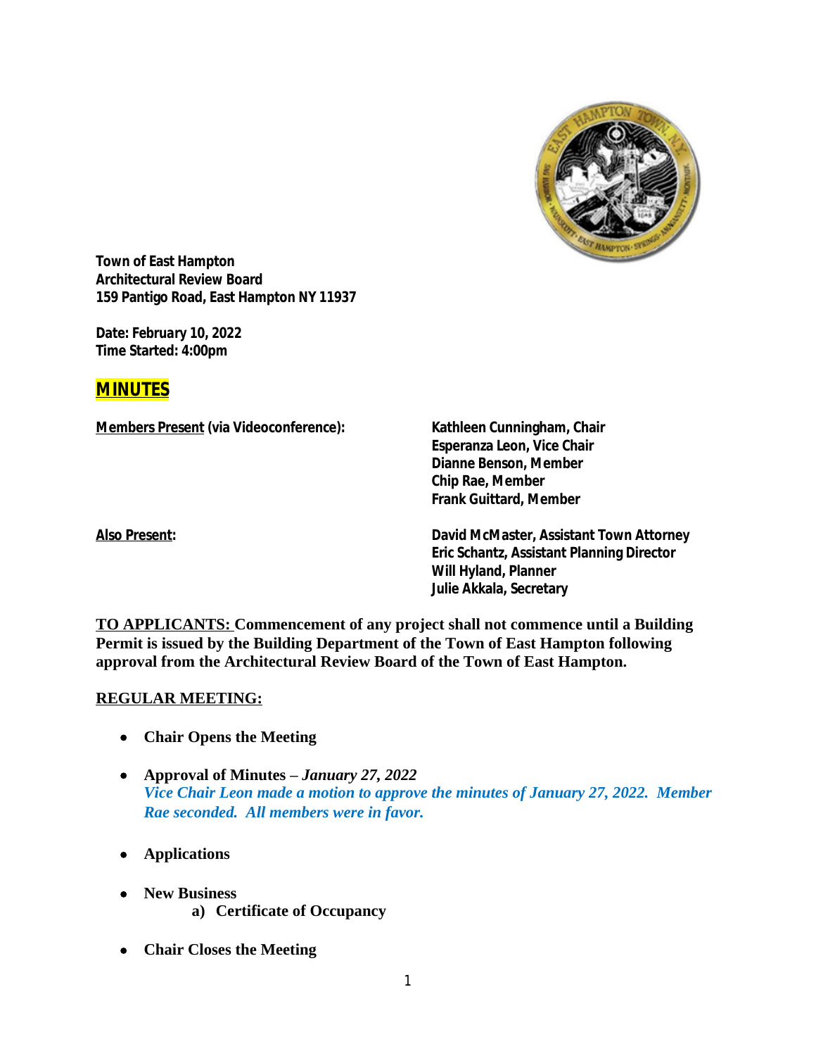**Town of East Hampton**
**Architectural Review Board**
**159 Pantigo Road, East Hampton NY 11937**

**Date: February 10, 2022**
**Time Started: 4:00pm**

# MINUTES

**Members Present (via Videoconference):**

- Kathleen Cunningham, Chair
- Esperanza Leon, Vice Chair
- Dianne Benson, Member
- Chip Rae, Member
- Frank Guittard, Member

**Also Present:**

- David McMaster, Assistant Town Attorney
- Eric Schantz, Assistant Planning Director
- Will Hyland, Planner
- Julie Akkala, Secretary

**TO APPLICANTS: Commencement of any project shall not commence until a Building Permit is issued by the Building Department of the Town of East Hampton following approval from the Architectural Review Board of the Town of East Hampton.**

## REGULAR MEETING:

- **Chair Opens the Meeting**
- **Approval of Minutes –** ***January 27, 2022***
  *Vice Chair Leon made a motion to approve the minutes of January 27, 2022. Member Rae seconded. All members were in favor.*
- **Applications**
- **New Business**
  - **a) Certificate of Occupancy**
- **Chair Closes the Meeting**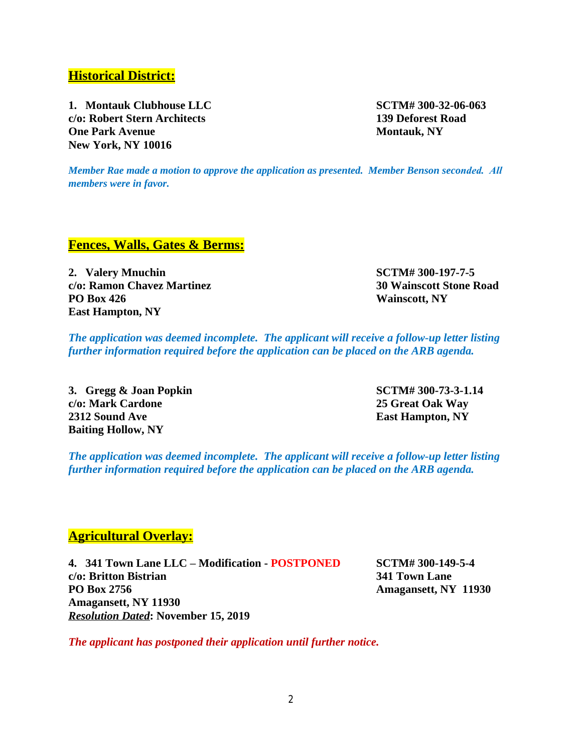## Historical District:

**1. Montauk Clubhouse LLC**
**c/o: Robert Stern Architects**
**One Park Avenue**
**New York, NY 10016**

**SCTM# 300-32-06-063**
**139 Deforest Road**
**Montauk, NY**

***Member Rae made a motion to approve the application as presented. Member Benson seconded. All members were in favor.***

## Fences, Walls, Gates & Berms:

**2. Valery Mnuchin**
**c/o: Ramon Chavez Martinez**
**PO Box 426**
**East Hampton, NY**

**SCTM# 300-197-7-5**
**30 Wainscott Stone Road**
**Wainscott, NY**

***The application was deemed incomplete. The applicant will receive a follow-up letter listing further information required before the application can be placed on the ARB agenda.***

**3. Gregg & Joan Popkin**
**c/o: Mark Cardone**
**2312 Sound Ave**
**Baiting Hollow, NY**

**SCTM# 300-73-3-1.14**
**25 Great Oak Way**
**East Hampton, NY**

***The application was deemed incomplete. The applicant will receive a follow-up letter listing further information required before the application can be placed on the ARB agenda.***

## Agricultural Overlay:

**4. 341 Town Lane LLC – Modification - POSTPONED**
**c/o: Britton Bistrian**
**PO Box 2756**
**Amagansett, NY 11930**
***Resolution Dated*: November 15, 2019**

**SCTM# 300-149-5-4**
**341 Town Lane**
**Amagansett, NY 11930**

***The applicant has postponed their application until further notice.***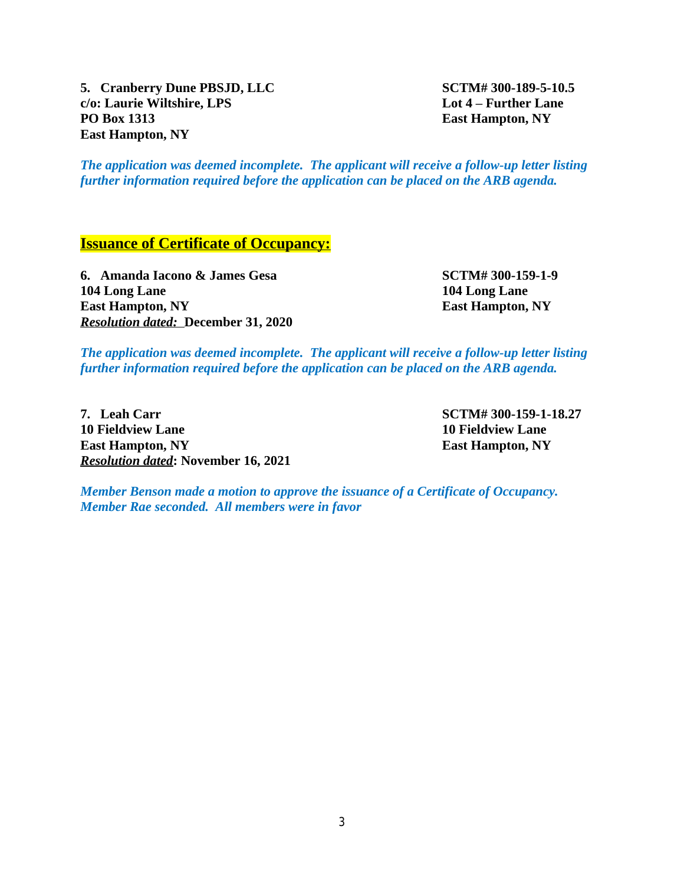**5. Cranberry Dune PBSJD, LLC**
**c/o: Laurie Wiltshire, LPS**
**PO Box 1313**
**East Hampton, NY**

**SCTM# 300-189-5-10.5**
**Lot 4 – Further Lane**
**East Hampton, NY**

*The application was deemed incomplete. The applicant will receive a follow-up letter listing further information required before the application can be placed on the ARB agenda.*

## Issuance of Certificate of Occupancy:

**6. Amanda Iacono & James Gesa**
**104 Long Lane**
**East Hampton, NY**
***Resolution dated:*** **December 31, 2020**

**SCTM# 300-159-1-9**
**104 Long Lane**
**East Hampton, NY**

*The application was deemed incomplete. The applicant will receive a follow-up letter listing further information required before the application can be placed on the ARB agenda.*

**7. Leah Carr**
**10 Fieldview Lane**
**East Hampton, NY**
***Resolution dated*****: November 16, 2021**

**SCTM# 300-159-1-18.27**
**10 Fieldview Lane**
**East Hampton, NY**

*Member Benson made a motion to approve the issuance of a Certificate of Occupancy. Member Rae seconded. All members were in favor*